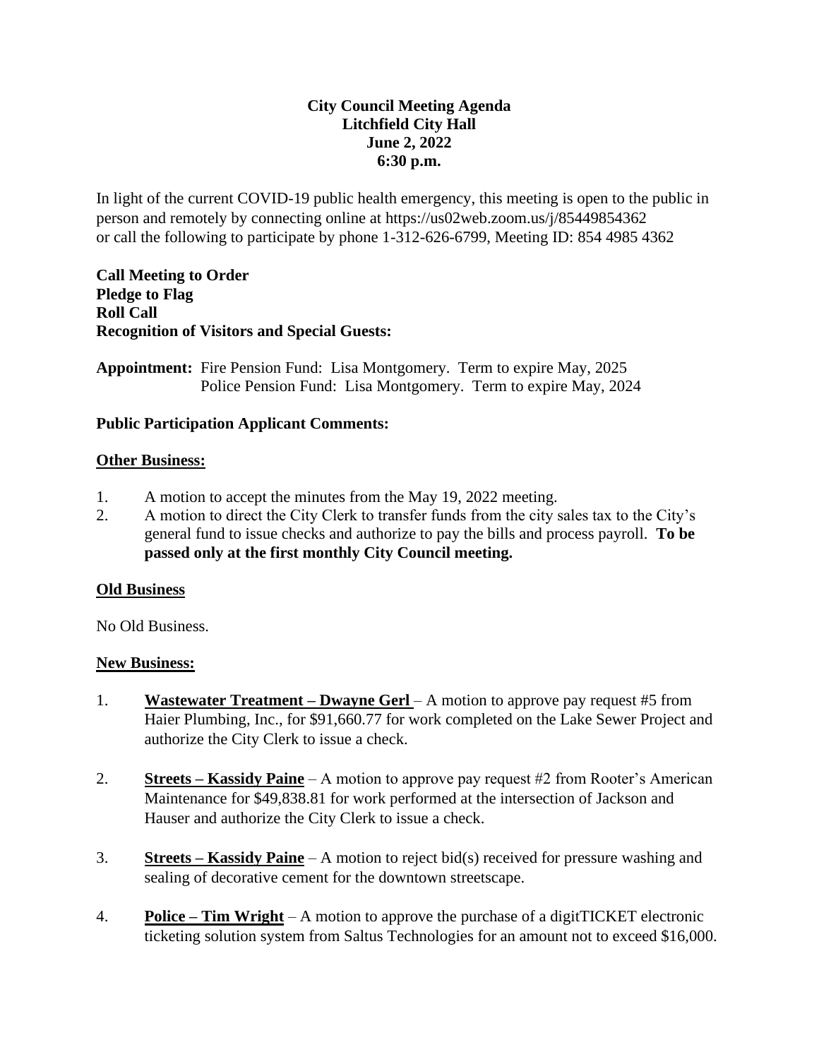**City Council Meeting Agenda**
**Litchfield City Hall**
**June 2, 2022**
**6:30 p.m.**

In light of the current COVID-19 public health emergency, this meeting is open to the public in person and remotely by connecting online at https://us02web.zoom.us/j/85449854362 or call the following to participate by phone 1-312-626-6799, Meeting ID: 854 4985 4362

**Call Meeting to Order**
**Pledge to Flag**
**Roll Call**
**Recognition of Visitors and Special Guests:**

**Appointment:** Fire Pension Fund: Lisa Montgomery. Term to expire May, 2025
Police Pension Fund: Lisa Montgomery. Term to expire May, 2024

**Public Participation Applicant Comments:**

**Other Business:**

1. A motion to accept the minutes from the May 19, 2022 meeting.
2. A motion to direct the City Clerk to transfer funds from the city sales tax to the City's general fund to issue checks and authorize to pay the bills and process payroll. **To be passed only at the first monthly City Council meeting.**

**Old Business**

No Old Business.

**New Business:**

1. **Wastewater Treatment – Dwayne Gerl** – A motion to approve pay request #5 from Haier Plumbing, Inc., for $91,660.77 for work completed on the Lake Sewer Project and authorize the City Clerk to issue a check.

2. **Streets – Kassidy Paine** – A motion to approve pay request #2 from Rooter's American Maintenance for $49,838.81 for work performed at the intersection of Jackson and Hauser and authorize the City Clerk to issue a check.

3. **Streets – Kassidy Paine** – A motion to reject bid(s) received for pressure washing and sealing of decorative cement for the downtown streetscape.

4. **Police – Tim Wright** – A motion to approve the purchase of a digitTICKET electronic ticketing solution system from Saltus Technologies for an amount not to exceed $16,000.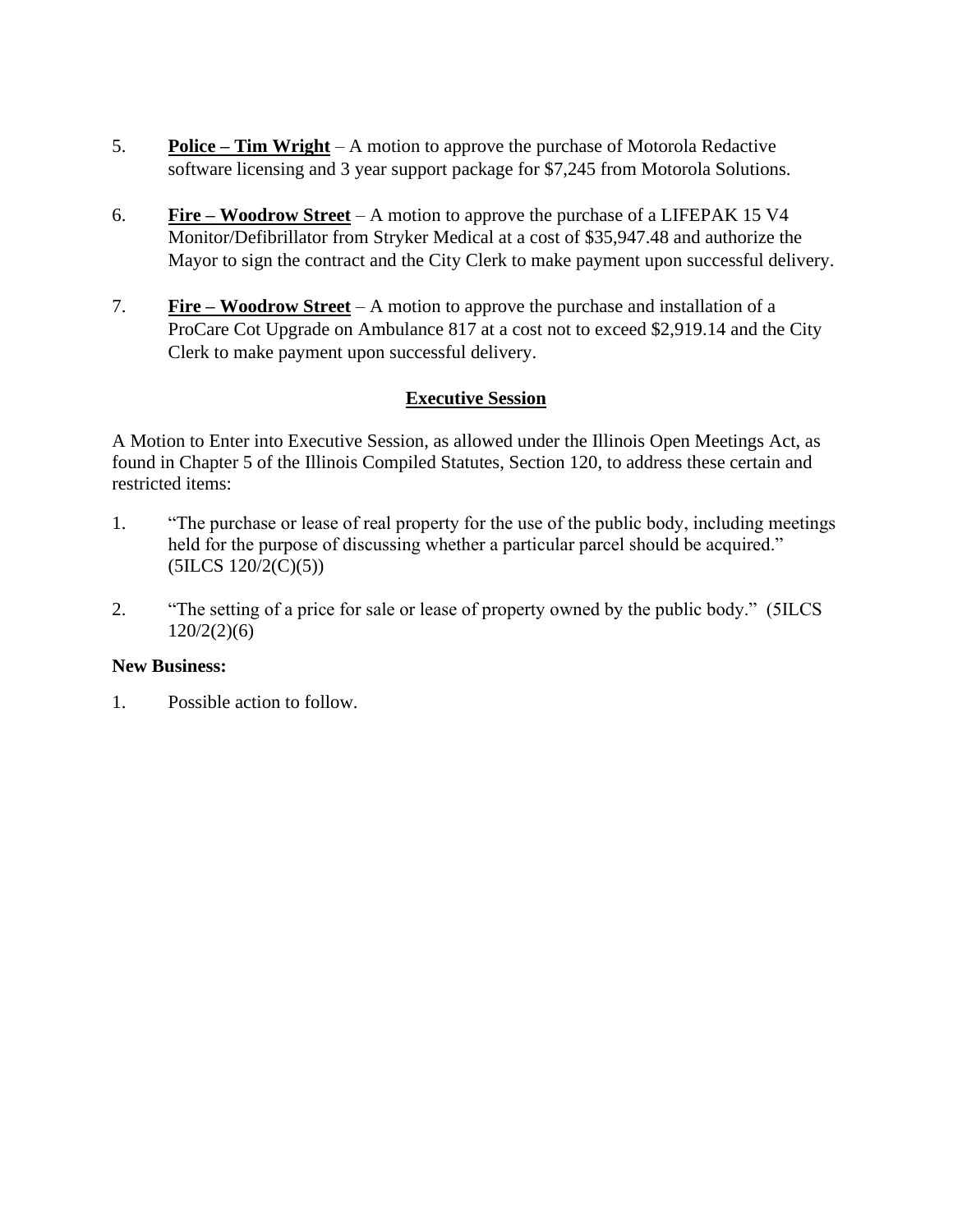5. **Police – Tim Wright** – A motion to approve the purchase of Motorola Redactive software licensing and 3 year support package for $7,245 from Motorola Solutions.

6. **Fire – Woodrow Street** – A motion to approve the purchase of a LIFEPAK 15 V4 Monitor/Defibrillator from Stryker Medical at a cost of $35,947.48 and authorize the Mayor to sign the contract and the City Clerk to make payment upon successful delivery.

7. **Fire – Woodrow Street** – A motion to approve the purchase and installation of a ProCare Cot Upgrade on Ambulance 817 at a cost not to exceed $2,919.14 and the City Clerk to make payment upon successful delivery.

## Executive Session

A Motion to Enter into Executive Session, as allowed under the Illinois Open Meetings Act, as found in Chapter 5 of the Illinois Compiled Statutes, Section 120, to address these certain and restricted items:

1. "The purchase or lease of real property for the use of the public body, including meetings held for the purpose of discussing whether a particular parcel should be acquired." (5ILCS 120/2(C)(5))

2. "The setting of a price for sale or lease of property owned by the public body." (5ILCS 120/2(2)(6)

**New Business:**

1. Possible action to follow.